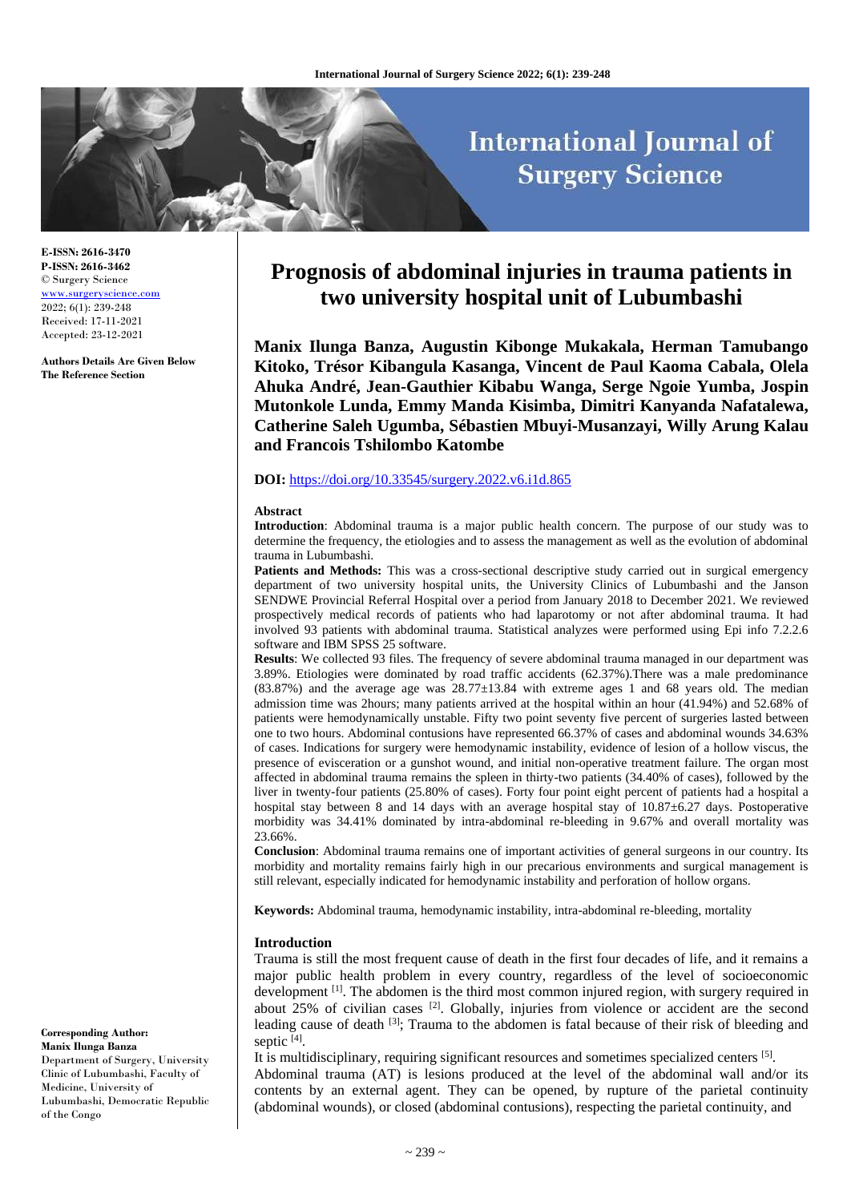**E-ISSN: 2616-3470**
**P-ISSN: 2616-3462**
© Surgery Science
www.surgeryscience.com
2022; 6(1): 239-248
Received: 17-11-2021
Accepted: 23-12-2021

**Authors Details Are Given Below The Reference Section**

**Corresponding Author:**
**Manix Ilunga Banza**
Department of Surgery, University Clinic of Lubumbashi, Faculty of Medicine, University of Lubumbashi, Democratic Republic of the Congo

# Prognosis of abdominal injuries in trauma patients in two university hospital unit of Lubumbashi

**Manix Ilunga Banza, Augustin Kibonge Mukakala, Herman Tamubango Kitoko, Trésor Kibangula Kasanga, Vincent de Paul Kaoma Cabala, Olela Ahuka André, Jean-Gauthier Kibabu Wanga, Serge Ngoie Yumba, Jospin Mutonkole Lunda, Emmy Manda Kisimba, Dimitri Kanyanda Nafatalewa, Catherine Saleh Ugumba, Sébastien Mbuyi-Musanzayi, Willy Arung Kalau and Francois Tshilombo Katombe**

**DOI:** https://doi.org/10.33545/surgery.2022.v6.i1d.865

## Abstract

**Introduction**: Abdominal trauma is a major public health concern. The purpose of our study was to determine the frequency, the etiologies and to assess the management as well as the evolution of abdominal trauma in Lubumbashi.

**Patients and Methods:** This was a cross-sectional descriptive study carried out in surgical emergency department of two university hospital units, the University Clinics of Lubumbashi and the Janson SENDWE Provincial Referral Hospital over a period from January 2018 to December 2021. We reviewed prospectively medical records of patients who had laparotomy or not after abdominal trauma. It had involved 93 patients with abdominal trauma. Statistical analyzes were performed using Epi info 7.2.2.6 software and IBM SPSS 25 software.

**Results**: We collected 93 files. The frequency of severe abdominal trauma managed in our department was 3.89%. Etiologies were dominated by road traffic accidents (62.37%).There was a male predominance (83.87%) and the average age was 28.77±13.84 with extreme ages 1 and 68 years old. The median admission time was 2hours; many patients arrived at the hospital within an hour (41.94%) and 52.68% of patients were hemodynamically unstable. Fifty two point seventy five percent of surgeries lasted between one to two hours. Abdominal contusions have represented 66.37% of cases and abdominal wounds 34.63% of cases. Indications for surgery were hemodynamic instability, evidence of lesion of a hollow viscus, the presence of evisceration or a gunshot wound, and initial non-operative treatment failure. The organ most affected in abdominal trauma remains the spleen in thirty-two patients (34.40% of cases), followed by the liver in twenty-four patients (25.80% of cases). Forty four point eight percent of patients had a hospital a hospital stay between 8 and 14 days with an average hospital stay of 10.87±6.27 days. Postoperative morbidity was 34.41% dominated by intra-abdominal re-bleeding in 9.67% and overall mortality was 23.66%.

**Conclusion**: Abdominal trauma remains one of important activities of general surgeons in our country. Its morbidity and mortality remains fairly high in our precarious environments and surgical management is still relevant, especially indicated for hemodynamic instability and perforation of hollow organs.

**Keywords:** Abdominal trauma, hemodynamic instability, intra-abdominal re-bleeding, mortality

## Introduction

Trauma is still the most frequent cause of death in the first four decades of life, and it remains a major public health problem in every country, regardless of the level of socioeconomic development [1]. The abdomen is the third most common injured region, with surgery required in about 25% of civilian cases [2]. Globally, injuries from violence or accident are the second leading cause of death [3]; Trauma to the abdomen is fatal because of their risk of bleeding and septic [4].

It is multidisciplinary, requiring significant resources and sometimes specialized centers [5].

Abdominal trauma (AT) is lesions produced at the level of the abdominal wall and/or its contents by an external agent. They can be opened, by rupture of the parietal continuity (abdominal wounds), or closed (abdominal contusions), respecting the parietal continuity, and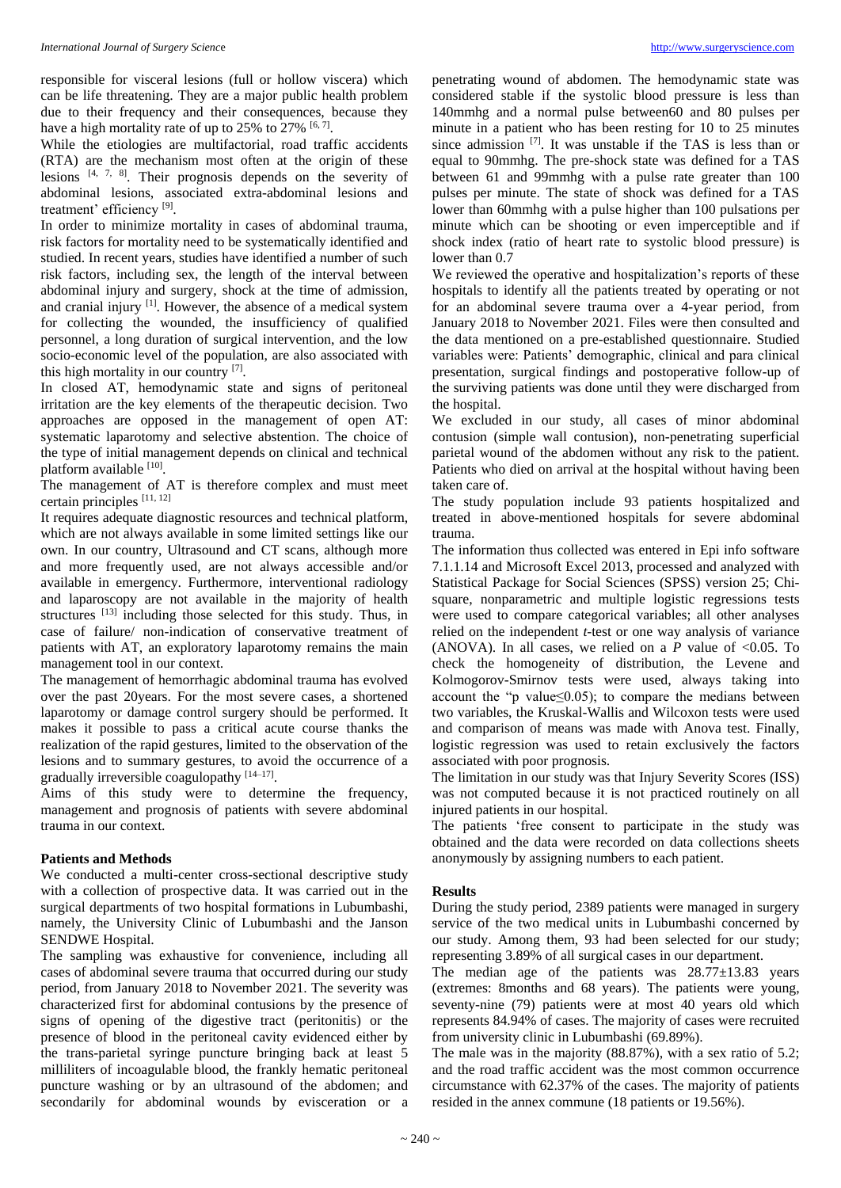responsible for visceral lesions (full or hollow viscera) which can be life threatening. They are a major public health problem due to their frequency and their consequences, because they have a high mortality rate of up to 25% to 27% [6, 7].

While the etiologies are multifactorial, road traffic accidents (RTA) are the mechanism most often at the origin of these lesions [4, 7, 8]. Their prognosis depends on the severity of abdominal lesions, associated extra-abdominal lesions and treatment' efficiency [9].

In order to minimize mortality in cases of abdominal trauma, risk factors for mortality need to be systematically identified and studied. In recent years, studies have identified a number of such risk factors, including sex, the length of the interval between abdominal injury and surgery, shock at the time of admission, and cranial injury [1]. However, the absence of a medical system for collecting the wounded, the insufficiency of qualified personnel, a long duration of surgical intervention, and the low socio-economic level of the population, are also associated with this high mortality in our country [7].

In closed AT, hemodynamic state and signs of peritoneal irritation are the key elements of the therapeutic decision. Two approaches are opposed in the management of open AT: systematic laparotomy and selective abstention. The choice of the type of initial management depends on clinical and technical platform available [10].

The management of AT is therefore complex and must meet certain principles [11, 12]

It requires adequate diagnostic resources and technical platform, which are not always available in some limited settings like our own. In our country, Ultrasound and CT scans, although more and more frequently used, are not always accessible and/or available in emergency. Furthermore, interventional radiology and laparoscopy are not available in the majority of health structures [13] including those selected for this study. Thus, in case of failure/ non-indication of conservative treatment of patients with AT, an exploratory laparotomy remains the main management tool in our context.

The management of hemorrhagic abdominal trauma has evolved over the past 20years. For the most severe cases, a shortened laparotomy or damage control surgery should be performed. It makes it possible to pass a critical acute course thanks the realization of the rapid gestures, limited to the observation of the lesions and to summary gestures, to avoid the occurrence of a gradually irreversible coagulopathy [14–17].

Aims of this study were to determine the frequency, management and prognosis of patients with severe abdominal trauma in our context.

## Patients and Methods

We conducted a multi-center cross-sectional descriptive study with a collection of prospective data. It was carried out in the surgical departments of two hospital formations in Lubumbashi, namely, the University Clinic of Lubumbashi and the Janson SENDWE Hospital.

The sampling was exhaustive for convenience, including all cases of abdominal severe trauma that occurred during our study period, from January 2018 to November 2021. The severity was characterized first for abdominal contusions by the presence of signs of opening of the digestive tract (peritonitis) or the presence of blood in the peritoneal cavity evidenced either by the trans-parietal syringe puncture bringing back at least 5 milliliters of incoagulable blood, the frankly hematic peritoneal puncture washing or by an ultrasound of the abdomen; and secondarily for abdominal wounds by evisceration or a penetrating wound of abdomen. The hemodynamic state was considered stable if the systolic blood pressure is less than 140mmhg and a normal pulse between60 and 80 pulses per minute in a patient who has been resting for 10 to 25 minutes since admission [7]. It was unstable if the TAS is less than or equal to 90mmhg. The pre-shock state was defined for a TAS between 61 and 99mmhg with a pulse rate greater than 100 pulses per minute. The state of shock was defined for a TAS lower than 60mmhg with a pulse higher than 100 pulsations per minute which can be shooting or even imperceptible and if shock index (ratio of heart rate to systolic blood pressure) is lower than 0.7

We reviewed the operative and hospitalization's reports of these hospitals to identify all the patients treated by operating or not for an abdominal severe trauma over a 4-year period, from January 2018 to November 2021. Files were then consulted and the data mentioned on a pre-established questionnaire. Studied variables were: Patients' demographic, clinical and para clinical presentation, surgical findings and postoperative follow-up of the surviving patients was done until they were discharged from the hospital.

We excluded in our study, all cases of minor abdominal contusion (simple wall contusion), non-penetrating superficial parietal wound of the abdomen without any risk to the patient. Patients who died on arrival at the hospital without having been taken care of.

The study population include 93 patients hospitalized and treated in above-mentioned hospitals for severe abdominal trauma.

The information thus collected was entered in Epi info software 7.1.1.14 and Microsoft Excel 2013, processed and analyzed with Statistical Package for Social Sciences (SPSS) version 25; Chi-square, nonparametric and multiple logistic regressions tests were used to compare categorical variables; all other analyses relied on the independent *t*-test or one way analysis of variance (ANOVA). In all cases, we relied on a *P* value of <0.05. To check the homogeneity of distribution, the Levene and Kolmogorov-Smirnov tests were used, always taking into account the "p value≤0.05); to compare the medians between two variables, the Kruskal-Wallis and Wilcoxon tests were used and comparison of means was made with Anova test. Finally, logistic regression was used to retain exclusively the factors associated with poor prognosis.

The limitation in our study was that Injury Severity Scores (ISS) was not computed because it is not practiced routinely on all injured patients in our hospital.

The patients 'free consent to participate in the study was obtained and the data were recorded on data collections sheets anonymously by assigning numbers to each patient.

## Results

During the study period, 2389 patients were managed in surgery service of the two medical units in Lubumbashi concerned by our study. Among them, 93 had been selected for our study; representing 3.89% of all surgical cases in our department.

The median age of the patients was 28.77±13.83 years (extremes: 8months and 68 years). The patients were young, seventy-nine (79) patients were at most 40 years old which represents 84.94% of cases. The majority of cases were recruited from university clinic in Lubumbashi (69.89%).

The male was in the majority (88.87%), with a sex ratio of 5.2; and the road traffic accident was the most common occurrence circumstance with 62.37% of the cases. The majority of patients resided in the annex commune (18 patients or 19.56%).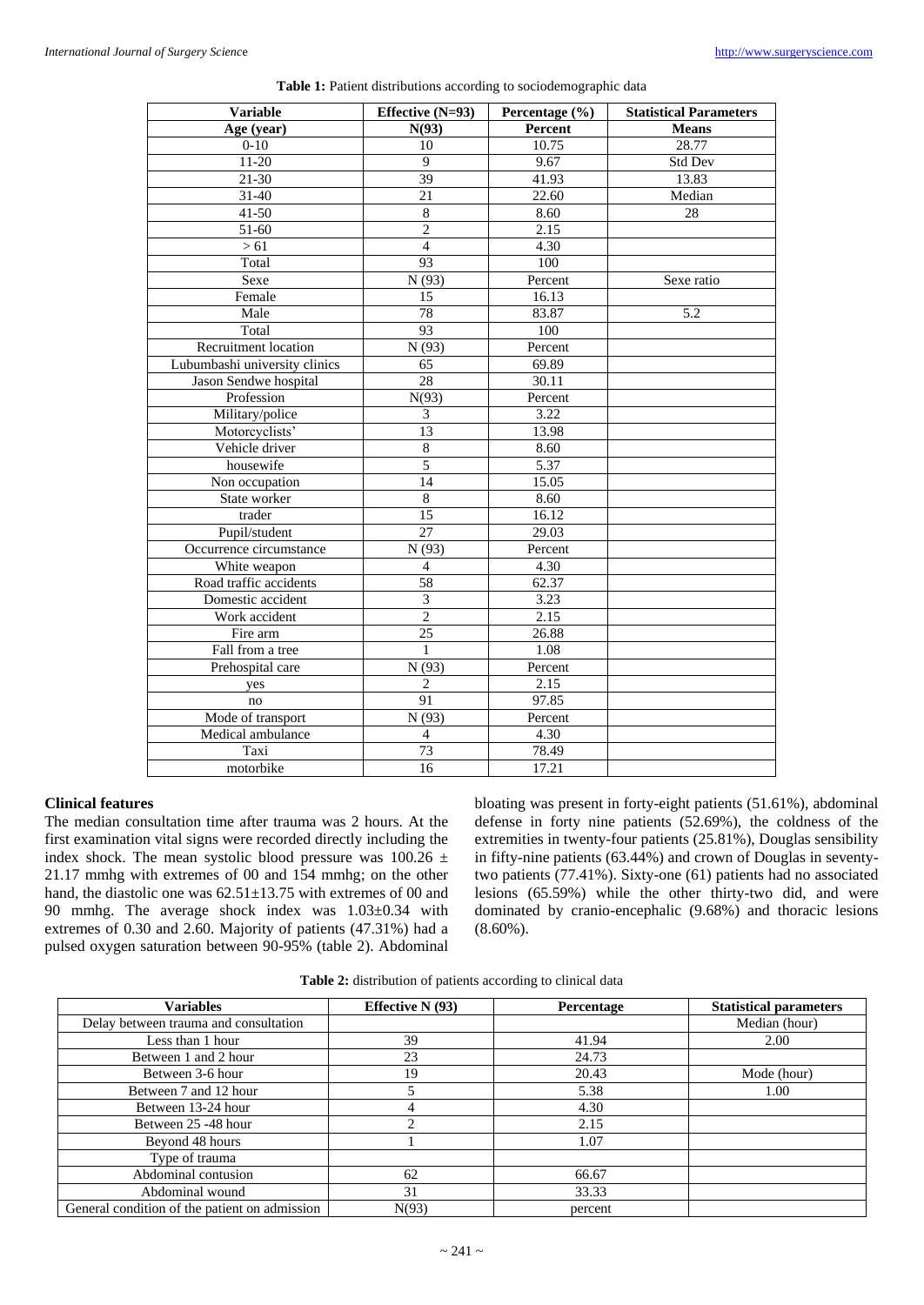**Table 1:** Patient distributions according to sociodemographic data

| Variable | Effective (N=93) | Percentage (%) | Statistical Parameters |
|---|---|---|---|
| Age (year) | N(93) | Percent | Means |
| 0-10 | 10 | 10.75 | 28.77 |
| 11-20 | 9 | 9.67 | Std Dev |
| 21-30 | 39 | 41.93 | 13.83 |
| 31-40 | 21 | 22.60 | Median |
| 41-50 | 8 | 8.60 | 28 |
| 51-60 | 2 | 2.15 | |
| > 61 | 4 | 4.30 | |
| Total | 93 | 100 | |
| Sexe | N (93) | Percent | Sexe ratio |
| Female | 15 | 16.13 | |
| Male | 78 | 83.87 | 5.2 |
| Total | 93 | 100 | |
| Recruitment location | N (93) | Percent | |
| Lubumbashi university clinics | 65 | 69.89 | |
| Jason Sendwe hospital | 28 | 30.11 | |
| Profession | N(93) | Percent | |
| Military/police | 3 | 3.22 | |
| Motorcyclists' | 13 | 13.98 | |
| Vehicle driver | 8 | 8.60 | |
| housewife | 5 | 5.37 | |
| Non occupation | 14 | 15.05 | |
| State worker | 8 | 8.60 | |
| trader | 15 | 16.12 | |
| Pupil/student | 27 | 29.03 | |
| Occurrence circumstance | N (93) | Percent | |
| White weapon | 4 | 4.30 | |
| Road traffic accidents | 58 | 62.37 | |
| Domestic accident | 3 | 3.23 | |
| Work accident | 2 | 2.15 | |
| Fire arm | 25 | 26.88 | |
| Fall from a tree | 1 | 1.08 | |
| Prehospital care | N (93) | Percent | |
| yes | 2 | 2.15 | |
| no | 91 | 97.85 | |
| Mode of transport | N (93) | Percent | |
| Medical ambulance | 4 | 4.30 | |
| Taxi | 73 | 78.49 | |
| motorbike | 16 | 17.21 | |

**Clinical features**

The median consultation time after trauma was 2 hours. At the first examination vital signs were recorded directly including the index shock. The mean systolic blood pressure was 100.26 ± 21.17 mmhg with extremes of 00 and 154 mmhg; on the other hand, the diastolic one was 62.51±13.75 with extremes of 00 and 90 mmhg. The average shock index was 1.03±0.34 with extremes of 0.30 and 2.60. Majority of patients (47.31%) had a pulsed oxygen saturation between 90-95% (table 2). Abdominal bloating was present in forty-eight patients (51.61%), abdominal defense in forty nine patients (52.69%), the coldness of the extremities in twenty-four patients (25.81%), Douglas sensibility in fifty-nine patients (63.44%) and crown of Douglas in seventy-two patients (77.41%). Sixty-one (61) patients had no associated lesions (65.59%) while the other thirty-two did, and were dominated by cranio-encephalic (9.68%) and thoracic lesions (8.60%).

**Table 2:** distribution of patients according to clinical data

| Variables | Effective N (93) | Percentage | Statistical parameters |
|---|---|---|---|
| Delay between trauma and consultation | | | Median (hour) |
| Less than 1 hour | 39 | 41.94 | 2.00 |
| Between 1 and 2 hour | 23 | 24.73 | |
| Between 3-6 hour | 19 | 20.43 | Mode (hour) |
| Between 7 and 12 hour | 5 | 5.38 | 1.00 |
| Between 13-24 hour | 4 | 4.30 | |
| Between 25 -48 hour | 2 | 2.15 | |
| Beyond 48 hours | 1 | 1.07 | |
| Type of trauma | | | |
| Abdominal contusion | 62 | 66.67 | |
| Abdominal wound | 31 | 33.33 | |
| General condition of the patient on admission | N(93) | percent | |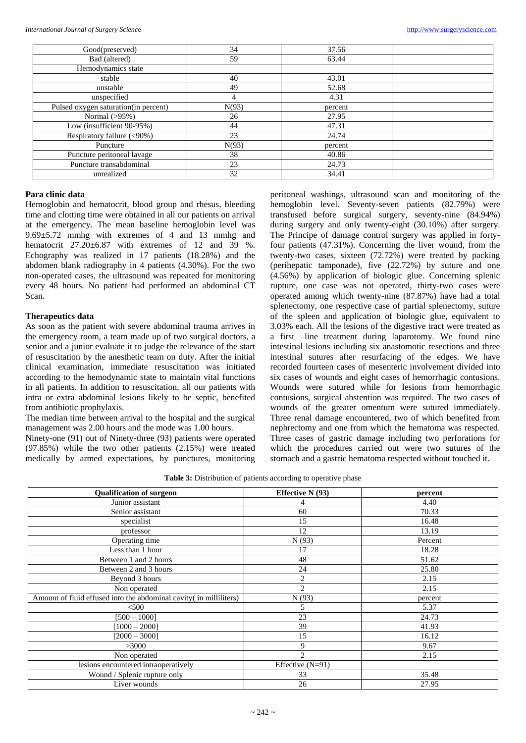| Good(preserved) | 34 | 37.56 | |
|---|---|---|---|
| Bad (altered) | 59 | 63.44 | |
| Hemodynamics state | | | |
| stable | 40 | 43.01 | |
| unstable | 49 | 52.68 | |
| unspecified | 4 | 4.31 | |
| Pulsed oxygen saturation(in percent) | N(93) | percent | |
| Normal (>95%) | 26 | 27.95 | |
| Low (insufficient 90-95%) | 44 | 47.31 | |
| Respiratory failure (<90%) | 23 | 24.74 | |
| Puncture | N(93) | percent | |
| Puncture peritoneal lavage | 38 | 40.86 | |
| Puncture transabdominal | 23 | 24.73 | |
| unrealized | 32 | 34.41 | |

### Para clinic data

Hemoglobin and hematocrit, blood group and rhesus, bleeding time and clotting time were obtained in all our patients on arrival at the emergency. The mean baseline hemoglobin level was 9.69±5.72 mmhg with extremes of 4 and 13 mmhg and hematocrit 27.20±6.87 with extremes of 12 and 39 %. Echography was realized in 17 patients (18.28%) and the abdomen blank radiography in 4 patients (4.30%). For the two non-operated cases, the ultrasound was repeated for monitoring every 48 hours. No patient had performed an abdominal CT Scan.

### Therapeutics data

As soon as the patient with severe abdominal trauma arrives in the emergency room, a team made up of two surgical doctors, a senior and a junior evaluate it to judge the relevance of the start of resuscitation by the anesthetic team on duty. After the initial clinical examination, immediate resuscitation was initiated according to the hemodynamic state to maintain vital functions in all patients. In addition to resuscitation, all our patients with intra or extra abdominal lesions likely to be septic, benefited from antibiotic prophylaxis.

The median time between arrival to the hospital and the surgical management was 2.00 hours and the mode was 1.00 hours.

Ninety-one (91) out of Ninety-three (93) patients were operated (97.85%) while the two other patients (2.15%) were treated medically by armed expectations, by punctures, monitoring peritoneal washings, ultrasound scan and monitoring of the hemoglobin level. Seventy-seven patients (82.79%) were transfused before surgical surgery, seventy-nine (84.94%) during surgery and only twenty-eight (30.10%) after surgery. The Principe of damage control surgery was applied in forty-four patients (47.31%). Concerning the liver wound, from the twenty-two cases, sixteen (72.72%) were treated by packing (perihepatic tamponade), five (22.72%) by suture and one (4.56%) by application of biologic glue. Concerning splenic rupture, one case was not operated, thirty-two cases were operated among which twenty-nine (87.87%) have had a total splenectomy, one respective case of partial splenectomy, suture of the spleen and application of biologic glue, equivalent to 3.03% each. All the lesions of the digestive tract were treated as a first –line treatment during laparotomy. We found nine intestinal lesions including six anastomotic resections and three intestinal sutures after resurfacing of the edges. We have recorded fourteen cases of mesenteric involvement divided into six cases of wounds and eight cases of hemorrhagic contusions. Wounds were sutured while for lesions from hemorrhagic contusions, surgical abstention was required. The two cases of wounds of the greater omentum were sutured immediately. Three renal damage encountered, two of which benefited from nephrectomy and one from which the hematoma was respected. Three cases of gastric damage including two perforations for which the procedures carried out were two sutures of the stomach and a gastric hematoma respected without touched it.

**Table 3:** Distribution of patients according to operative phase

| Qualification of surgeon | Effective N (93) | percent |
|---|---|---|
| Junior assistant | 4 | 4.40 |
| Senior assistant | 60 | 70.33 |
| specialist | 15 | 16.48 |
| professor | 12 | 13.19 |
| Operating time | N (93) | Percent |
| Less than 1 hour | 17 | 18.28 |
| Between 1 and 2 hours | 48 | 51.62 |
| Between 2 and 3 hours | 24 | 25.80 |
| Beyond 3 hours | 2 | 2.15 |
| Non operated | 2 | 2.15 |
| Amount of fluid effused into the abdominal cavity( in milliliters) | N (93) | percent |
| <500 | 5 | 5.37 |
| [500 – 1000] | 23 | 24.73 |
| [1000 – 2000] | 39 | 41.93 |
| [2000 – 3000] | 15 | 16.12 |
| >3000 | 9 | 9.67 |
| Non operated | 2 | 2.15 |
| lesions encountered intraoperatively | Effective (N=91) | |
| Wound / Splenic rupture only | 33 | 35.48 |
| Liver wounds | 26 | 27.95 |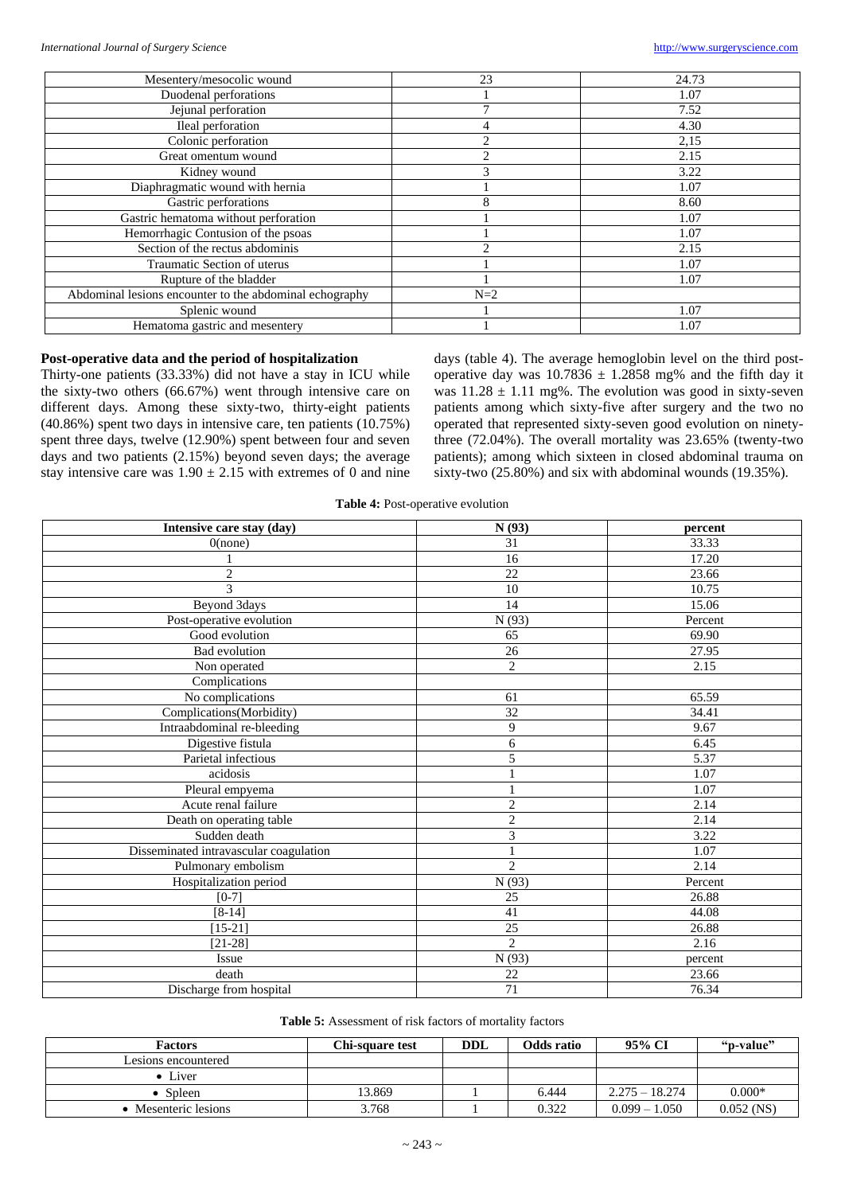| | | |
|---|---|---|
| Mesentery/mesocolic wound | 23 | 24.73 |
| Duodenal perforations | 1 | 1.07 |
| Jejunal perforation | 7 | 7.52 |
| Ileal perforation | 4 | 4.30 |
| Colonic perforation | 2 | 2,15 |
| Great omentum wound | 2 | 2.15 |
| Kidney wound | 3 | 3.22 |
| Diaphragmatic wound with hernia | 1 | 1.07 |
| Gastric perforations | 8 | 8.60 |
| Gastric hematoma without perforation | 1 | 1.07 |
| Hemorrhagic Contusion of the psoas | 1 | 1.07 |
| Section of the rectus abdominis | 2 | 2.15 |
| Traumatic Section of uterus | 1 | 1.07 |
| Rupture of the bladder | 1 | 1.07 |
| Abdominal lesions encounter to the abdominal echography | N=2 | |
| Splenic wound | 1 | 1.07 |
| Hematoma gastric and mesentery | 1 | 1.07 |

**Post-operative data and the period of hospitalization**

Thirty-one patients (33.33%) did not have a stay in ICU while the sixty-two others (66.67%) went through intensive care on different days. Among these sixty-two, thirty-eight patients (40.86%) spent two days in intensive care, ten patients (10.75%) spent three days, twelve (12.90%) spent between four and seven days and two patients (2.15%) beyond seven days; the average stay intensive care was $1.90 \pm 2.15$ with extremes of 0 and nine days (table 4). The average hemoglobin level on the third post-operative day was $10.7836 \pm 1.2858$ mg% and the fifth day it was $11.28 \pm 1.11$ mg%. The evolution was good in sixty-seven patients among which sixty-five after surgery and the two no operated that represented sixty-seven good evolution on ninety-three (72.04%). The overall mortality was 23.65% (twenty-two patients); among which sixteen in closed abdominal trauma on sixty-two (25.80%) and six with abdominal wounds (19.35%).

**Table 4:** Post-operative evolution

| Intensive care stay (day) | N (93) | percent |
|---|---|---|
| 0(none) | 31 | 33.33 |
| 1 | 16 | 17.20 |
| 2 | 22 | 23.66 |
| 3 | 10 | 10.75 |
| Beyond 3days | 14 | 15.06 |
| Post-operative evolution | N (93) | Percent |
| Good evolution | 65 | 69.90 |
| Bad evolution | 26 | 27.95 |
| Non operated | 2 | 2.15 |
| Complications | | |
| No complications | 61 | 65.59 |
| Complications(Morbidity) | 32 | 34.41 |
| Intraabdominal re-bleeding | 9 | 9.67 |
| Digestive fistula | 6 | 6.45 |
| Parietal infectious | 5 | 5.37 |
| acidosis | 1 | 1.07 |
| Pleural empyema | 1 | 1.07 |
| Acute renal failure | 2 | 2.14 |
| Death on operating table | 2 | 2.14 |
| Sudden death | 3 | 3.22 |
| Disseminated intravascular coagulation | 1 | 1.07 |
| Pulmonary embolism | 2 | 2.14 |
| Hospitalization period | N (93) | Percent |
| [0-7] | 25 | 26.88 |
| [8-14] | 41 | 44.08 |
| [15-21] | 25 | 26.88 |
| [21-28] | 2 | 2.16 |
| Issue | N (93) | percent |
| death | 22 | 23.66 |
| Discharge from hospital | 71 | 76.34 |

**Table 5:** Assessment of risk factors of mortality factors

| Factors | Chi-square test | DDL | Odds ratio | 95% CI | "p-value" |
|---|---|---|---|---|---|
| Lesions encountered | | | | | |
| • Liver | | | | | |
| • Spleen | 13.869 | 1 | 6.444 | 2.275 – 18.274 | 0.000* |
| • Mesenteric lesions | 3.768 | 1 | 0.322 | 0.099 – 1.050 | 0.052 (NS) |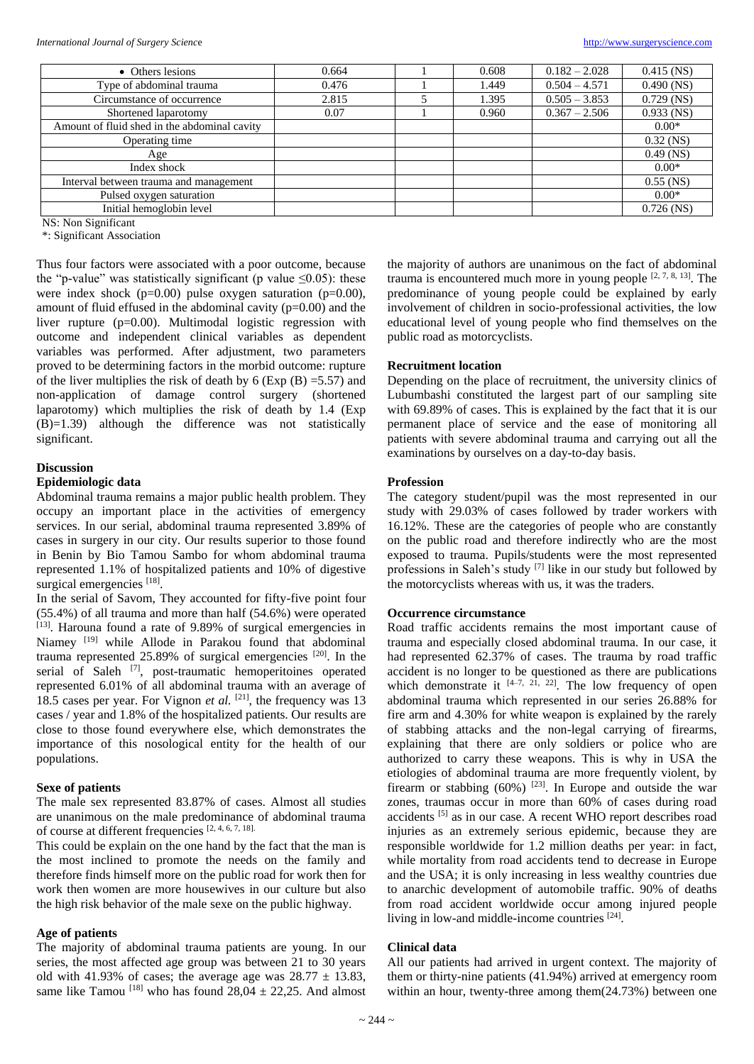| • Others lesions | 0.664 | 1 | 0.608 | 0.182 – 2.028 | 0.415 (NS) |
|---|---|---|---|---|---|
| Type of abdominal trauma | 0.476 | 1 | 1.449 | 0.504 – 4.571 | 0.490 (NS) |
| Circumstance of occurrence | 2.815 | 5 | 1.395 | 0.505 – 3.853 | 0.729 (NS) |
| Shortened laparotomy | 0.07 | 1 | 0.960 | 0.367 – 2.506 | 0.933 (NS) |
| Amount of fluid shed in the abdominal cavity | | | | | 0.00* |
| Operating time | | | | | 0.32 (NS) |
| Age | | | | | 0.49 (NS) |
| Index shock | | | | | 0.00* |
| Interval between trauma and management | | | | | 0.55 (NS) |
| Pulsed oxygen saturation | | | | | 0.00* |
| Initial hemoglobin level | | | | | 0.726 (NS) |

NS: Non Significant

*: Significant Association

Thus four factors were associated with a poor outcome, because the "p-value" was statistically significant (p value $\leq 0.05$): these were index shock (p=0.00) pulse oxygen saturation (p=0.00), amount of fluid effused in the abdominal cavity (p=0.00) and the liver rupture (p=0.00). Multimodal logistic regression with outcome and independent clinical variables as dependent variables was performed. After adjustment, two parameters proved to be determining factors in the morbid outcome: rupture of the liver multiplies the risk of death by 6 (Exp (B) =5.57) and non-application of damage control surgery (shortened laparotomy) which multiplies the risk of death by 1.4 (Exp (B)=1.39) although the difference was not statistically significant.

## Discussion

### Epidemiologic data

Abdominal trauma remains a major public health problem. They occupy an important place in the activities of emergency services. In our serial, abdominal trauma represented 3.89% of cases in surgery in our city. Our results superior to those found in Benin by Bio Tamou Sambo for whom abdominal trauma represented 1.1% of hospitalized patients and 10% of digestive surgical emergencies [18].

In the serial of Savom, They accounted for fifty-five point four (55.4%) of all trauma and more than half (54.6%) were operated [13]. Harouna found a rate of 9.89% of surgical emergencies in Niamey [19] while Allode in Parakou found that abdominal trauma represented 25.89% of surgical emergencies [20]. In the serial of Saleh [7], post-traumatic hemoperitoines operated represented 6.01% of all abdominal trauma with an average of 18.5 cases per year. For Vignon *et al.* [21], the frequency was 13 cases / year and 1.8% of the hospitalized patients. Our results are close to those found everywhere else, which demonstrates the importance of this nosological entity for the health of our populations.

### Sexe of patients

The male sex represented 83.87% of cases. Almost all studies are unanimous on the male predominance of abdominal trauma of course at different frequencies [2, 4, 6, 7, 18].

This could be explain on the one hand by the fact that the man is the most inclined to promote the needs on the family and therefore finds himself more on the public road for work then for work then women are more housewives in our culture but also the high risk behavior of the male sexe on the public highway.

### Age of patients

The majority of abdominal trauma patients are young. In our series, the most affected age group was between 21 to 30 years old with 41.93% of cases; the average age was $28.77 \pm 13.83$, same like Tamou [18] who has found $28{,}04 \pm 22{,}25$. And almost the majority of authors are unanimous on the fact of abdominal trauma is encountered much more in young people [2, 7, 8, 13]. The predominance of young people could be explained by early involvement of children in socio-professional activities, the low educational level of young people who find themselves on the public road as motorcyclists.

### Recruitment location

Depending on the place of recruitment, the university clinics of Lubumbashi constituted the largest part of our sampling site with 69.89% of cases. This is explained by the fact that it is our permanent place of service and the ease of monitoring all patients with severe abdominal trauma and carrying out all the examinations by ourselves on a day-to-day basis.

### Profession

The category student/pupil was the most represented in our study with 29.03% of cases followed by trader workers with 16.12%. These are the categories of people who are constantly on the public road and therefore indirectly who are the most exposed to trauma. Pupils/students were the most represented professions in Saleh's study [7] like in our study but followed by the motorcyclists whereas with us, it was the traders.

### Occurrence circumstance

Road traffic accidents remains the most important cause of trauma and especially closed abdominal trauma. In our case, it had represented 62.37% of cases. The trauma by road traffic accident is no longer to be questioned as there are publications which demonstrate it [4–7, 21, 22]. The low frequency of open abdominal trauma which represented in our series 26.88% for fire arm and 4.30% for white weapon is explained by the rarely of stabbing attacks and the non-legal carrying of firearms, explaining that there are only soldiers or police who are authorized to carry these weapons. This is why in USA the etiologies of abdominal trauma are more frequently violent, by firearm or stabbing (60%) [23]. In Europe and outside the war zones, traumas occur in more than 60% of cases during road accidents [5] as in our case. A recent WHO report describes road injuries as an extremely serious epidemic, because they are responsible worldwide for 1.2 million deaths per year: in fact, while mortality from road accidents tend to decrease in Europe and the USA; it is only increasing in less wealthy countries due to anarchic development of automobile traffic. 90% of deaths from road accident worldwide occur among injured people living in low-and middle-income countries [24].

### Clinical data

All our patients had arrived in urgent context. The majority of them or thirty-nine patients (41.94%) arrived at emergency room within an hour, twenty-three among them(24.73%) between one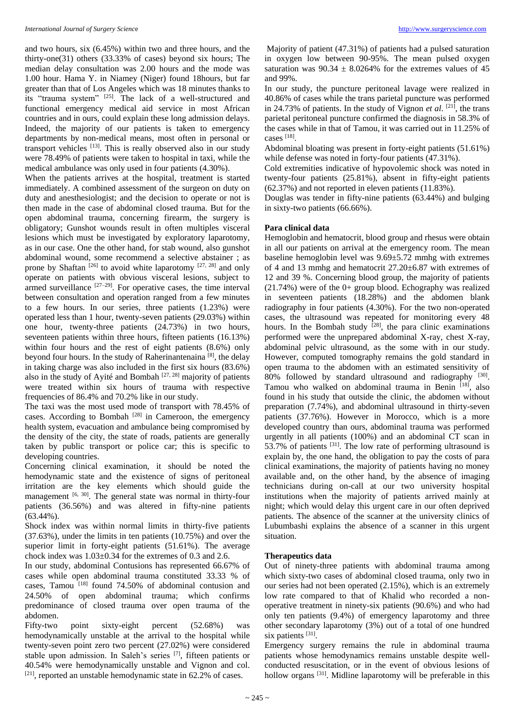and two hours, six (6.45%) within two and three hours, and the thirty-one(31) others (33.33% of cases) beyond six hours; The median delay consultation was 2.00 hours and the mode was 1.00 hour. Hama Y. in Niamey (Niger) found 18hours, but far greater than that of Los Angeles which was 18 minutes thanks to its "trauma system" [25]. The lack of a well-structured and functional emergency medical aid service in most African countries and in ours, could explain these long admission delays. Indeed, the majority of our patients is taken to emergency departments by non-medical means, most often in personal or transport vehicles [13]. This is really observed also in our study were 78.49% of patients were taken to hospital in taxi, while the medical ambulance was only used in four patients (4.30%).

When the patients arrives at the hospital, treatment is started immediately. A combined assessment of the surgeon on duty on duty and anesthesiologist; and the decision to operate or not is then made in the case of abdominal closed trauma. But for the open abdominal trauma, concerning firearm, the surgery is obligatory; Gunshot wounds result in often multiples visceral lesions which must be investigated by exploratory laparotomy, as in our case. One the other hand, for stab wound, also gunshot abdominal wound, some recommend a selective abstainer ; as prone by Shaftan [26] to avoid white laparotomy [27, 28] and only operate on patients with obvious visceral lesions, subject to armed surveillance [27–29]. For operative cases, the time interval between consultation and operation ranged from a few minutes to a few hours. In our series, three patients (1.23%) were operated less than 1 hour, twenty-seven patients (29.03%) within one hour, twenty-three patients (24.73%) in two hours, seventeen patients within three hours, fifteen patients (16.13%) within four hours and the rest of eight patients (8.6%) only beyond four hours. In the study of Raherinantenaina [8], the delay in taking charge was also included in the first six hours (83.6%) also in the study of Ayité and Bombah [27, 28] majority of patients were treated within six hours of trauma with respective frequencies of 86.4% and 70.2% like in our study.

The taxi was the most used mode of transport with 78.45% of cases. According to Bombah [28] in Cameroon, the emergency health system, evacuation and ambulance being compromised by the density of the city, the state of roads, patients are generally taken by public transport or police car; this is specific to developing countries.

Concerning clinical examination, it should be noted the hemodynamic state and the existence of signs of peritoneal irritation are the key elements which should guide the management [6, 30]. The general state was normal in thirty-four patients (36.56%) and was altered in fifty-nine patients (63.44%).

Shock index was within normal limits in thirty-five patients (37.63%), under the limits in ten patients (10.75%) and over the superior limit in forty-eight patients (51.61%). The average chock index was 1.03±0.34 for the extremes of 0.3 and 2.6.

In our study, abdominal Contusions has represented 66.67% of cases while open abdominal trauma constituted 33.33 % of cases, Tamou [18] found 74.50% of abdominal contusion and 24.50% of open abdominal trauma; which confirms predominance of closed trauma over open trauma of the abdomen.

Fifty-two point sixty-eight percent (52.68%) was hemodynamically unstable at the arrival to the hospital while twenty-seven point zero two percent (27.02%) were considered stable upon admission. In Saleh's series [7], fifteen patients or 40.54% were hemodynamically unstable and Vignon and col. [21], reported an unstable hemodynamic state in 62.2% of cases.

Majority of patient (47.31%) of patients had a pulsed saturation in oxygen low between 90-95%. The mean pulsed oxygen saturation was 90.34 ± 8.0264% for the extremes values of 45 and 99%.

In our study, the puncture peritoneal lavage were realized in 40.86% of cases while the trans parietal puncture was performed in 24.73% of patients. In the study of Vignon *et al*. [21], the trans parietal peritoneal puncture confirmed the diagnosis in 58.3% of the cases while in that of Tamou, it was carried out in 11.25% of cases [18].

Abdominal bloating was present in forty-eight patients (51.61%) while defense was noted in forty-four patients (47.31%).

Cold extremities indicative of hypovolemic shock was noted in twenty-four patients (25.81%), absent in fifty-eight patients (62.37%) and not reported in eleven patients (11.83%).

Douglas was tender in fifty-nine patients (63.44%) and bulging in sixty-two patients (66.66%).

### Para clinical data

Hemoglobin and hematocrit, blood group and rhesus were obtain in all our patients on arrival at the emergency room. The mean baseline hemoglobin level was 9.69±5.72 mmhg with extremes of 4 and 13 mmhg and hematocrit 27.20±6.87 with extremes of 12 and 39 %. Concerning blood group, the majority of patients (21.74%) were of the 0+ group blood. Echography was realized in seventeen patients (18.28%) and the abdomen blank radiography in four patients (4.30%). For the two non-operated cases, the ultrasound was repeated for monitoring every 48 hours. In the Bombah study [28], the para clinic examinations performed were the unprepared abdominal X-ray, chest X-ray, abdominal pelvic ultrasound, as the some with in our study. However, computed tomography remains the gold standard in open trauma to the abdomen with an estimated sensitivity of 80% followed by standard ultrasound and radiography [30]. Tamou who walked on abdominal trauma in Benin [18], also found in his study that outside the clinic, the abdomen without preparation (7.74%), and abdominal ultrasound in thirty-seven patients (37.76%). However in Morocco, which is a more developed country than ours, abdominal trauma was performed urgently in all patients (100%) and an abdominal CT scan in 53.7% of patients [31]. The low rate of performing ultrasound is explain by, the one hand, the obligation to pay the costs of para clinical examinations, the majority of patients having no money available and, on the other hand, by the absence of imaging technicians during on-call at our two university hospital institutions when the majority of patients arrived mainly at night; which would delay this urgent care in our often deprived patients. The absence of the scanner at the university clinics of Lubumbashi explains the absence of a scanner in this urgent situation.

### Therapeutics data

Out of ninety-three patients with abdominal trauma among which sixty-two cases of abdominal closed trauma, only two in our series had not been operated (2.15%), which is an extremely low rate compared to that of Khalid who recorded a non-operative treatment in ninety-six patients (90.6%) and who had only ten patients (9.4%) of emergency laparotomy and three other secondary laparotomy (3%) out of a total of one hundred six patients [31].

Emergency surgery remains the rule in abdominal trauma patients whose hemodynamics remains unstable despite well-conducted resuscitation, or in the event of obvious lesions of hollow organs [31]. Midline laparotomy will be preferable in this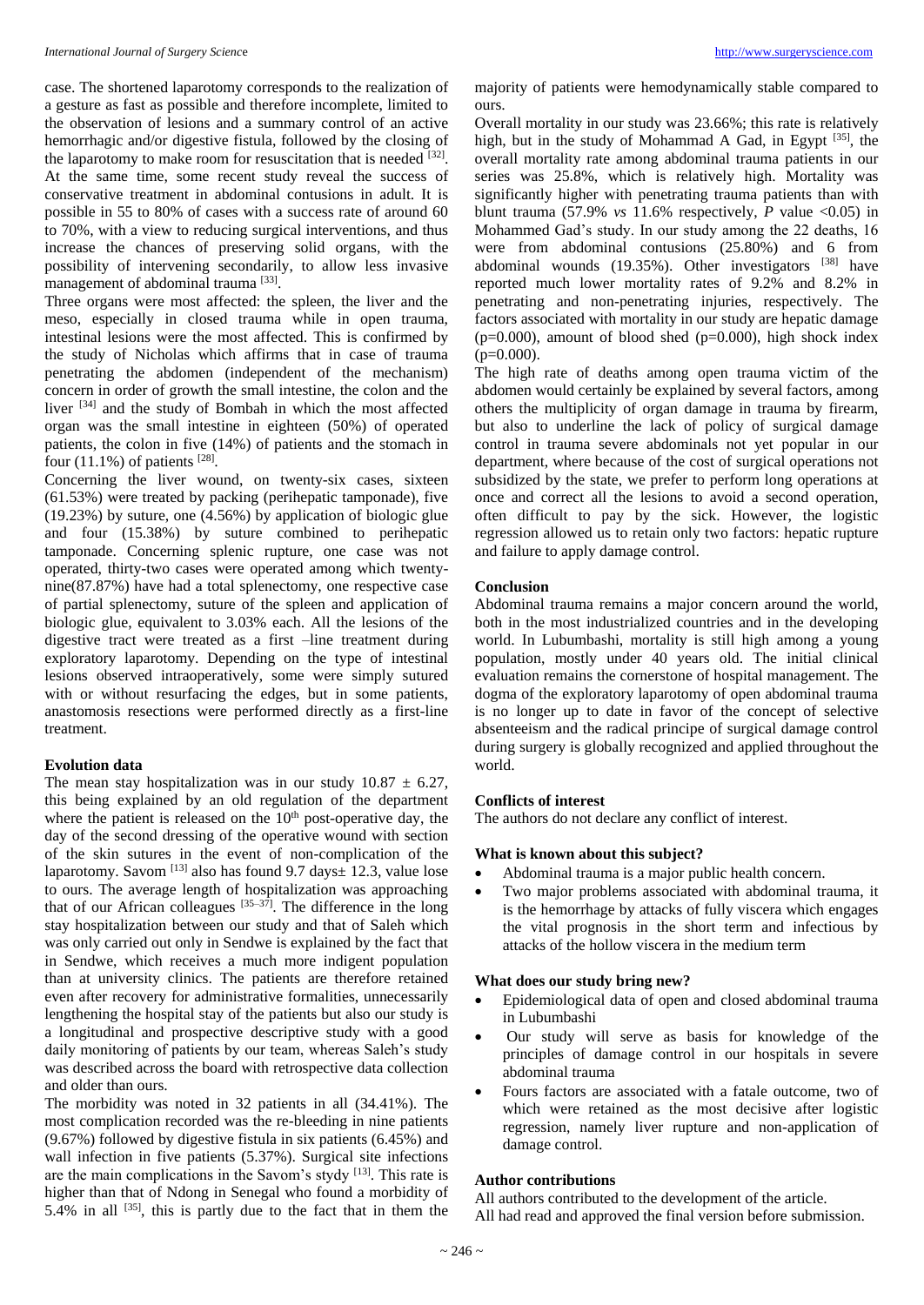case. The shortened laparotomy corresponds to the realization of a gesture as fast as possible and therefore incomplete, limited to the observation of lesions and a summary control of an active hemorrhagic and/or digestive fistula, followed by the closing of the laparotomy to make room for resuscitation that is needed [32]. At the same time, some recent study reveal the success of conservative treatment in abdominal contusions in adult. It is possible in 55 to 80% of cases with a success rate of around 60 to 70%, with a view to reducing surgical interventions, and thus increase the chances of preserving solid organs, with the possibility of intervening secondarily, to allow less invasive management of abdominal trauma [33].

Three organs were most affected: the spleen, the liver and the meso, especially in closed trauma while in open trauma, intestinal lesions were the most affected. This is confirmed by the study of Nicholas which affirms that in case of trauma penetrating the abdomen (independent of the mechanism) concern in order of growth the small intestine, the colon and the liver [34] and the study of Bombah in which the most affected organ was the small intestine in eighteen (50%) of operated patients, the colon in five (14%) of patients and the stomach in four (11.1%) of patients [28].

Concerning the liver wound, on twenty-six cases, sixteen (61.53%) were treated by packing (perihepatic tamponade), five (19.23%) by suture, one (4.56%) by application of biologic glue and four (15.38%) by suture combined to perihepatic tamponade. Concerning splenic rupture, one case was not operated, thirty-two cases were operated among which twenty-nine(87.87%) have had a total splenectomy, one respective case of partial splenectomy, suture of the spleen and application of biologic glue, equivalent to 3.03% each. All the lesions of the digestive tract were treated as a first –line treatment during exploratory laparotomy. Depending on the type of intestinal lesions observed intraoperatively, some were simply sutured with or without resurfacing the edges, but in some patients, anastomosis resections were performed directly as a first-line treatment.

### Evolution data

The mean stay hospitalization was in our study 10.87 ± 6.27, this being explained by an old regulation of the department where the patient is released on the 10th post-operative day, the day of the second dressing of the operative wound with section of the skin sutures in the event of non-complication of the laparotomy. Savom [13] also has found 9.7 days± 12.3, value lose to ours. The average length of hospitalization was approaching that of our African colleagues [35–37]. The difference in the long stay hospitalization between our study and that of Saleh which was only carried out only in Sendwe is explained by the fact that in Sendwe, which receives a much more indigent population than at university clinics. The patients are therefore retained even after recovery for administrative formalities, unnecessarily lengthening the hospital stay of the patients but also our study is a longitudinal and prospective descriptive study with a good daily monitoring of patients by our team, whereas Saleh's study was described across the board with retrospective data collection and older than ours.

The morbidity was noted in 32 patients in all (34.41%). The most complication recorded was the re-bleeding in nine patients (9.67%) followed by digestive fistula in six patients (6.45%) and wall infection in five patients (5.37%). Surgical site infections are the main complications in the Savom's stydy [13]. This rate is higher than that of Ndong in Senegal who found a morbidity of 5.4% in all [35], this is partly due to the fact that in them the majority of patients were hemodynamically stable compared to ours.

Overall mortality in our study was 23.66%; this rate is relatively high, but in the study of Mohammad A Gad, in Egypt [35], the overall mortality rate among abdominal trauma patients in our series was 25.8%, which is relatively high. Mortality was significantly higher with penetrating trauma patients than with blunt trauma (57.9% *vs* 11.6% respectively, *P* value <0.05) in Mohammed Gad's study. In our study among the 22 deaths, 16 were from abdominal contusions (25.80%) and 6 from abdominal wounds (19.35%). Other investigators [38] have reported much lower mortality rates of 9.2% and 8.2% in penetrating and non-penetrating injuries, respectively. The factors associated with mortality in our study are hepatic damage (p=0.000), amount of blood shed (p=0.000), high shock index (p=0.000).

The high rate of deaths among open trauma victim of the abdomen would certainly be explained by several factors, among others the multiplicity of organ damage in trauma by firearm, but also to underline the lack of policy of surgical damage control in trauma severe abdominals not yet popular in our department, where because of the cost of surgical operations not subsidized by the state, we prefer to perform long operations at once and correct all the lesions to avoid a second operation, often difficult to pay by the sick. However, the logistic regression allowed us to retain only two factors: hepatic rupture and failure to apply damage control.

### Conclusion

Abdominal trauma remains a major concern around the world, both in the most industrialized countries and in the developing world. In Lubumbashi, mortality is still high among a young population, mostly under 40 years old. The initial clinical evaluation remains the cornerstone of hospital management. The dogma of the exploratory laparotomy of open abdominal trauma is no longer up to date in favor of the concept of selective absenteeism and the radical principle of surgical damage control during surgery is globally recognized and applied throughout the world.

### Conflicts of interest

The authors do not declare any conflict of interest.

### What is known about this subject?

- Abdominal trauma is a major public health concern.
- Two major problems associated with abdominal trauma, it is the hemorrhage by attacks of fully viscera which engages the vital prognosis in the short term and infectious by attacks of the hollow viscera in the medium term

### What does our study bring new?

- Epidemiological data of open and closed abdominal trauma in Lubumbashi
- Our study will serve as basis for knowledge of the principles of damage control in our hospitals in severe abdominal trauma
- Fours factors are associated with a fatale outcome, two of which were retained as the most decisive after logistic regression, namely liver rupture and non-application of damage control.

### Author contributions

All authors contributed to the development of the article.
All had read and approved the final version before submission.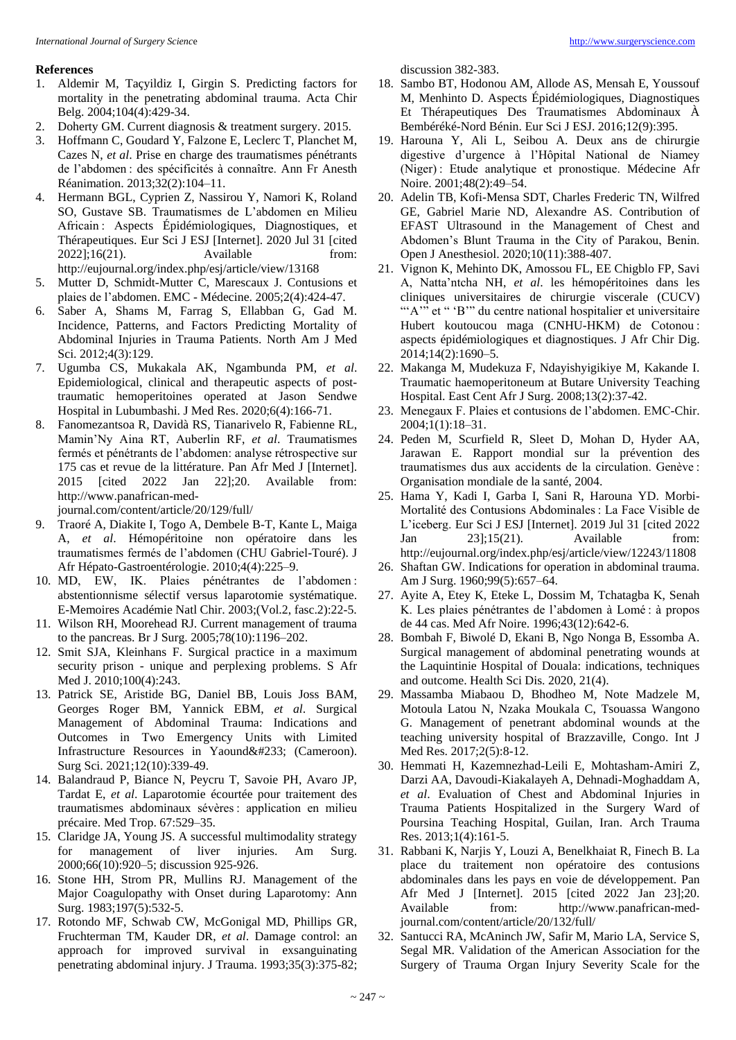## References

1. Aldemir M, Taçyildiz I, Girgin S. Predicting factors for mortality in the penetrating abdominal trauma. Acta Chir Belg. 2004;104(4):429-34.
2. Doherty GM. Current diagnosis & treatment surgery. 2015.
3. Hoffmann C, Goudard Y, Falzone E, Leclerc T, Planchet M, Cazes N, *et al*. Prise en charge des traumatismes pénétrants de l'abdomen : des spécificités à connaître. Ann Fr Anesth Réanimation. 2013;32(2):104–11.
4. Hermann BGL, Cyprien Z, Nassirou Y, Namori K, Roland SO, Gustave SB. Traumatismes de L'abdomen en Milieu Africain : Aspects Épidémiologiques, Diagnostiques, et Thérapeutiques. Eur Sci J ESJ [Internet]. 2020 Jul 31 [cited 2022];16(21). Available from: http://eujournal.org/index.php/esj/article/view/13168
5. Mutter D, Schmidt-Mutter C, Marescaux J. Contusions et plaies de l'abdomen. EMC - Médecine. 2005;2(4):424-47.
6. Saber A, Shams M, Farrag S, Ellabban G, Gad M. Incidence, Patterns, and Factors Predicting Mortality of Abdominal Injuries in Trauma Patients. North Am J Med Sci. 2012;4(3):129.
7. Ugumba CS, Mukakala AK, Ngambunda PM, *et al*. Epidemiological, clinical and therapeutic aspects of post-traumatic hemoperitoines operated at Jason Sendwe Hospital in Lubumbashi. J Med Res. 2020;6(4):166-71.
8. Fanomezantsoa R, Davidà RS, Tianarivelo R, Fabienne RL, Mamin'Ny Aina RT, Auberlin RF, *et al*. Traumatismes fermés et pénétrants de l'abdomen: analyse rétrospective sur 175 cas et revue de la littérature. Pan Afr Med J [Internet]. 2015 [cited 2022 Jan 22];20. Available from: http://www.panafrican-med-journal.com/content/article/20/129/full/
9. Traoré A, Diakite I, Togo A, Dembele B-T, Kante L, Maiga A, *et al*. Hémopéritoine non opératoire dans les traumatismes fermés de l'abdomen (CHU Gabriel-Touré). J Afr Hépato-Gastroentérologie. 2010;4(4):225–9.
10. MD, EW, IK. Plaies pénétrantes de l'abdomen : abstentionnisme sélectif versus laparotomie systématique. E-Memoires Académie Natl Chir. 2003;(Vol.2, fasc.2):22-5.
11. Wilson RH, Moorehead RJ. Current management of trauma to the pancreas. Br J Surg. 2005;78(10):1196–202.
12. Smit SJA, Kleinhans F. Surgical practice in a maximum security prison - unique and perplexing problems. S Afr Med J. 2010;100(4):243.
13. Patrick SE, Aristide BG, Daniel BB, Louis Joss BAM, Georges Roger BM, Yannick EBM, *et al*. Surgical Management of Abdominal Trauma: Indications and Outcomes in Two Emergency Units with Limited Infrastructure Resources in Yaound&#233; (Cameroon). Surg Sci. 2021;12(10):339-49.
14. Balandraud P, Biance N, Peycru T, Savoie PH, Avaro JP, Tardat E, *et al*. Laparotomie écourtée pour traitement des traumatismes abdominaux sévères : application en milieu précaire. Med Trop. 67:529–35.
15. Claridge JA, Young JS. A successful multimodality strategy for management of liver injuries. Am Surg. 2000;66(10):920–5; discussion 925-926.
16. Stone HH, Strom PR, Mullins RJ. Management of the Major Coagulopathy with Onset during Laparotomy: Ann Surg. 1983;197(5):532-5.
17. Rotondo MF, Schwab CW, McGonigal MD, Phillips GR, Fruchterman TM, Kauder DR, *et al*. Damage control: an approach for improved survival in exsanguinating penetrating abdominal injury. J Trauma. 1993;35(3):375-82; discussion 382-383.
18. Sambo BT, Hodonou AM, Allode AS, Mensah E, Youssouf M, Menhinto D. Aspects Épidémiologiques, Diagnostiques Et Thérapeutiques Des Traumatismes Abdominaux À Bembéréké-Nord Bénin. Eur Sci J ESJ. 2016;12(9):395.
19. Harouna Y, Ali L, Seibou A. Deux ans de chirurgie digestive d'urgence à l'Hôpital National de Niamey (Niger) : Etude analytique et pronostique. Médecine Afr Noire. 2001;48(2):49–54.
20. Adelin TB, Kofi-Mensa SDT, Charles Frederic TN, Wilfred GE, Gabriel Marie ND, Alexandre AS. Contribution of EFAST Ultrasound in the Management of Chest and Abdomen's Blunt Trauma in the City of Parakou, Benin. Open J Anesthesiol. 2020;10(11):388-407.
21. Vignon K, Mehinto DK, Amossou FL, EE Chigblo FP, Savi A, Natta'ntcha NH, *et al*. les hémopéritoines dans les cliniques universitaires de chirurgie viscerale (CUCV) "'A'" et " 'B'" du centre national hospitalier et universitaire Hubert koutoucou maga (CNHU-HKM) de Cotonou : aspects épidémiologiques et diagnostiques. J Afr Chir Dig. 2014;14(2):1690–5.
22. Makanga M, Mudekuza F, Ndayishyigikiye M, Kakande I. Traumatic haemoperitoneum at Butare University Teaching Hospital. East Cent Afr J Surg. 2008;13(2):37-42.
23. Menegaux F. Plaies et contusions de l'abdomen. EMC-Chir. 2004;1(1):18–31.
24. Peden M, Scurfield R, Sleet D, Mohan D, Hyder AA, Jarawan E. Rapport mondial sur la prévention des traumatismes dus aux accidents de la circulation. Genève : Organisation mondiale de la santé, 2004.
25. Hama Y, Kadi I, Garba I, Sani R, Harouna YD. Morbi-Mortalité des Contusions Abdominales : La Face Visible de L'iceberg. Eur Sci J ESJ [Internet]. 2019 Jul 31 [cited 2022 Jan 23];15(21). Available from: http://eujournal.org/index.php/esj/article/view/12243/11808
26. Shaftan GW. Indications for operation in abdominal trauma. Am J Surg. 1960;99(5):657–64.
27. Ayite A, Etey K, Eteke L, Dossim M, Tchatagba K, Senah K. Les plaies pénétrantes de l'abdomen à Lomé : à propos de 44 cas. Med Afr Noire. 1996;43(12):642-6.
28. Bombah F, Biwolé D, Ekani B, Ngo Nonga B, Essomba A. Surgical management of abdominal penetrating wounds at the Laquintinie Hospital of Douala: indications, techniques and outcome. Health Sci Dis. 2020, 21(4).
29. Massamba Miabaou D, Bhodheo M, Note Madzele M, Motoula Latou N, Nzaka Moukala C, Tsouassa Wangono G. Management of penetrant abdominal wounds at the teaching university hospital of Brazzaville, Congo. Int J Med Res. 2017;2(5):8-12.
30. Hemmati H, Kazemnezhad-Leili E, Mohtasham-Amiri Z, Darzi AA, Davoudi-Kiakalayeh A, Dehnadi-Moghaddam A, *et al*. Evaluation of Chest and Abdominal Injuries in Trauma Patients Hospitalized in the Surgery Ward of Poursina Teaching Hospital, Guilan, Iran. Arch Trauma Res. 2013;1(4):161-5.
31. Rabbani K, Narjis Y, Louzi A, Benelkhaiat R, Finech B. La place du traitement non opératoire des contusions abdominales dans les pays en voie de développement. Pan Afr Med J [Internet]. 2015 [cited 2022 Jan 23];20. Available from: http://www.panafrican-med-journal.com/content/article/20/132/full/
32. Santucci RA, McAninch JW, Safir M, Mario LA, Service S, Segal MR. Validation of the American Association for the Surgery of Trauma Organ Injury Severity Scale for the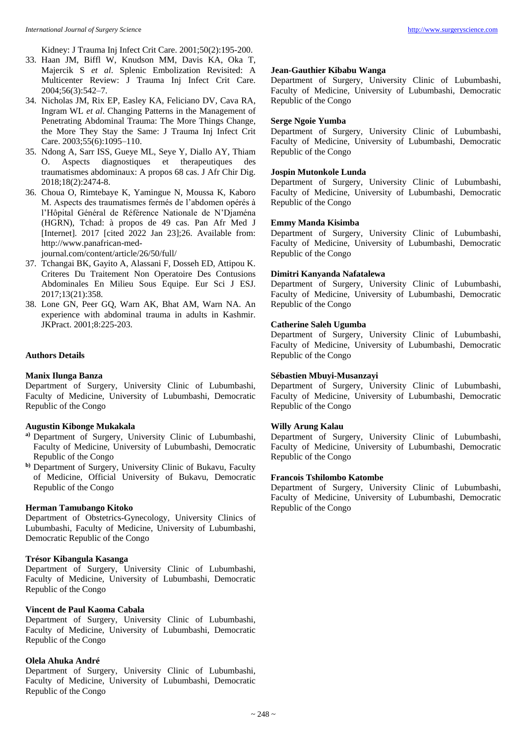Kidney: J Trauma Inj Infect Crit Care. 2001;50(2):195-200.

33. Haan JM, Biffl W, Knudson MM, Davis KA, Oka T, Majercik S *et al*. Splenic Embolization Revisited: A Multicenter Review: J Trauma Inj Infect Crit Care. 2004;56(3):542–7.
34. Nicholas JM, Rix EP, Easley KA, Feliciano DV, Cava RA, Ingram WL *et al*. Changing Patterns in the Management of Penetrating Abdominal Trauma: The More Things Change, the More They Stay the Same: J Trauma Inj Infect Crit Care. 2003;55(6):1095–110.
35. Ndong A, Sarr ISS, Gueye ML, Seye Y, Diallo AY, Thiam O. Aspects diagnostiques et therapeutiques des traumatismes abdominaux: A propos 68 cas. J Afr Chir Dig. 2018;18(2):2474-8.
36. Choua O, Rimtebaye K, Yamingue N, Moussa K, Kaboro M. Aspects des traumatismes fermés de l'abdomen opérés à l'Hôpital Général de Référence Nationale de N'Djaména (HGRN), Tchad: à propos de 49 cas. Pan Afr Med J [Internet]. 2017 [cited 2022 Jan 23];26. Available from: http://www.panafrican-med-journal.com/content/article/26/50/full/
37. Tchangai BK, Gayito A, Alassani F, Dosseh ED, Attipou K. Criteres Du Traitement Non Operatoire Des Contusions Abdominales En Milieu Sous Equipe. Eur Sci J ESJ. 2017;13(21):358.
38. Lone GN, Peer GQ, Warn AK, Bhat AM, Warn NA. An experience with abdominal trauma in adults in Kashmir. JKPract. 2001;8:225-203.

### Authors Details

**Manix Ilunga Banza**
Department of Surgery, University Clinic of Lubumbashi, Faculty of Medicine, University of Lubumbashi, Democratic Republic of the Congo

**Augustin Kibonge Mukakala**
- [a] Department of Surgery, University Clinic of Lubumbashi, Faculty of Medicine, University of Lubumbashi, Democratic Republic of the Congo
- [b] Department of Surgery, University Clinic of Bukavu, Faculty of Medicine, Official University of Bukavu, Democratic Republic of the Congo

**Herman Tamubango Kitoko**
Department of Obstetrics-Gynecology, University Clinics of Lubumbashi, Faculty of Medicine, University of Lubumbashi, Democratic Republic of the Congo

**Trésor Kibangula Kasanga**
Department of Surgery, University Clinic of Lubumbashi, Faculty of Medicine, University of Lubumbashi, Democratic Republic of the Congo

**Vincent de Paul Kaoma Cabala**
Department of Surgery, University Clinic of Lubumbashi, Faculty of Medicine, University of Lubumbashi, Democratic Republic of the Congo

**Olela Ahuka André**
Department of Surgery, University Clinic of Lubumbashi, Faculty of Medicine, University of Lubumbashi, Democratic Republic of the Congo

**Jean-Gauthier Kibabu Wanga**
Department of Surgery, University Clinic of Lubumbashi, Faculty of Medicine, University of Lubumbashi, Democratic Republic of the Congo

**Serge Ngoie Yumba**
Department of Surgery, University Clinic of Lubumbashi, Faculty of Medicine, University of Lubumbashi, Democratic Republic of the Congo

**Jospin Mutonkole Lunda**
Department of Surgery, University Clinic of Lubumbashi, Faculty of Medicine, University of Lubumbashi, Democratic Republic of the Congo

**Emmy Manda Kisimba**
Department of Surgery, University Clinic of Lubumbashi, Faculty of Medicine, University of Lubumbashi, Democratic Republic of the Congo

**Dimitri Kanyanda Nafatalewa**
Department of Surgery, University Clinic of Lubumbashi, Faculty of Medicine, University of Lubumbashi, Democratic Republic of the Congo

**Catherine Saleh Ugumba**
Department of Surgery, University Clinic of Lubumbashi, Faculty of Medicine, University of Lubumbashi, Democratic Republic of the Congo

**Sébastien Mbuyi-Musanzayi**
Department of Surgery, University Clinic of Lubumbashi, Faculty of Medicine, University of Lubumbashi, Democratic Republic of the Congo

**Willy Arung Kalau**
Department of Surgery, University Clinic of Lubumbashi, Faculty of Medicine, University of Lubumbashi, Democratic Republic of the Congo

**Francois Tshilombo Katombe**
Department of Surgery, University Clinic of Lubumbashi, Faculty of Medicine, University of Lubumbashi, Democratic Republic of the Congo